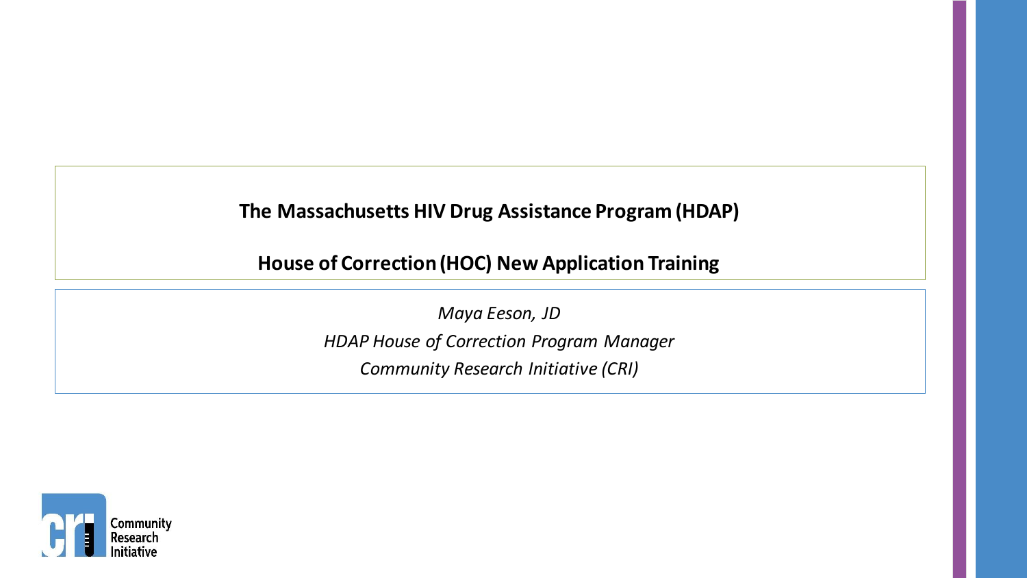# The Massachusetts HIV Drug Assistance Program (HDAP)

## House of Correction (HOC) New Application Training

*Maya Eeson, JD*

*HDAP House of Correction Program Manager*

*Community Research Initiative (CRI)*

Community Research Initiative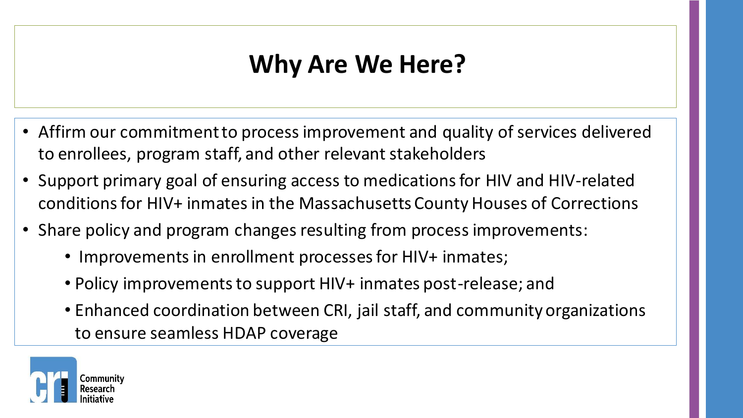# Why Are We Here?

- Affirm our commitment to process improvement and quality of services delivered to enrollees, program staff, and other relevant stakeholders
- Support primary goal of ensuring access to medications for HIV and HIV-related conditions for HIV+ inmates in the Massachusetts County Houses of Corrections
- Share policy and program changes resulting from process improvements:
  - Improvements in enrollment processes for HIV+ inmates;
  - Policy improvements to support HIV+ inmates post-release; and
  - Enhanced coordination between CRI, jail staff, and community organizations to ensure seamless HDAP coverage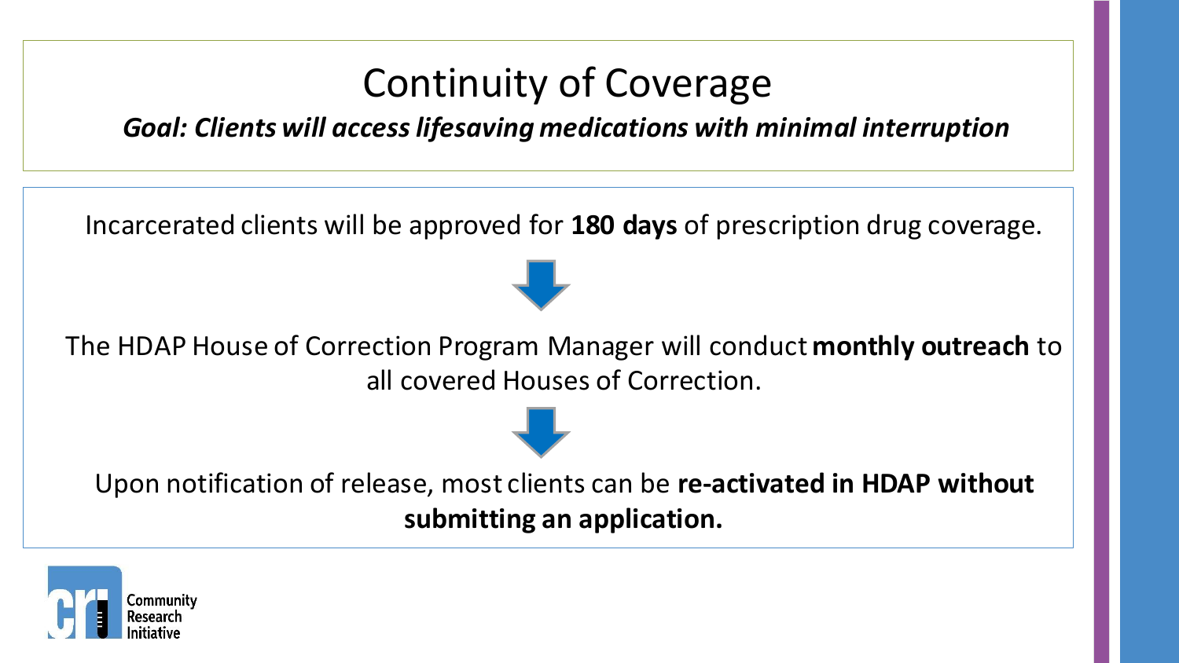# Continuity of Coverage

***Goal: Clients will access lifesaving medications with minimal interruption***

Incarcerated clients will be approved for **180 days** of prescription drug coverage.

↓

The HDAP House of Correction Program Manager will conduct **monthly outreach** to all covered Houses of Correction.

↓

Upon notification of release, most clients can be **re-activated in HDAP without submitting an application.**

Community Research Initiative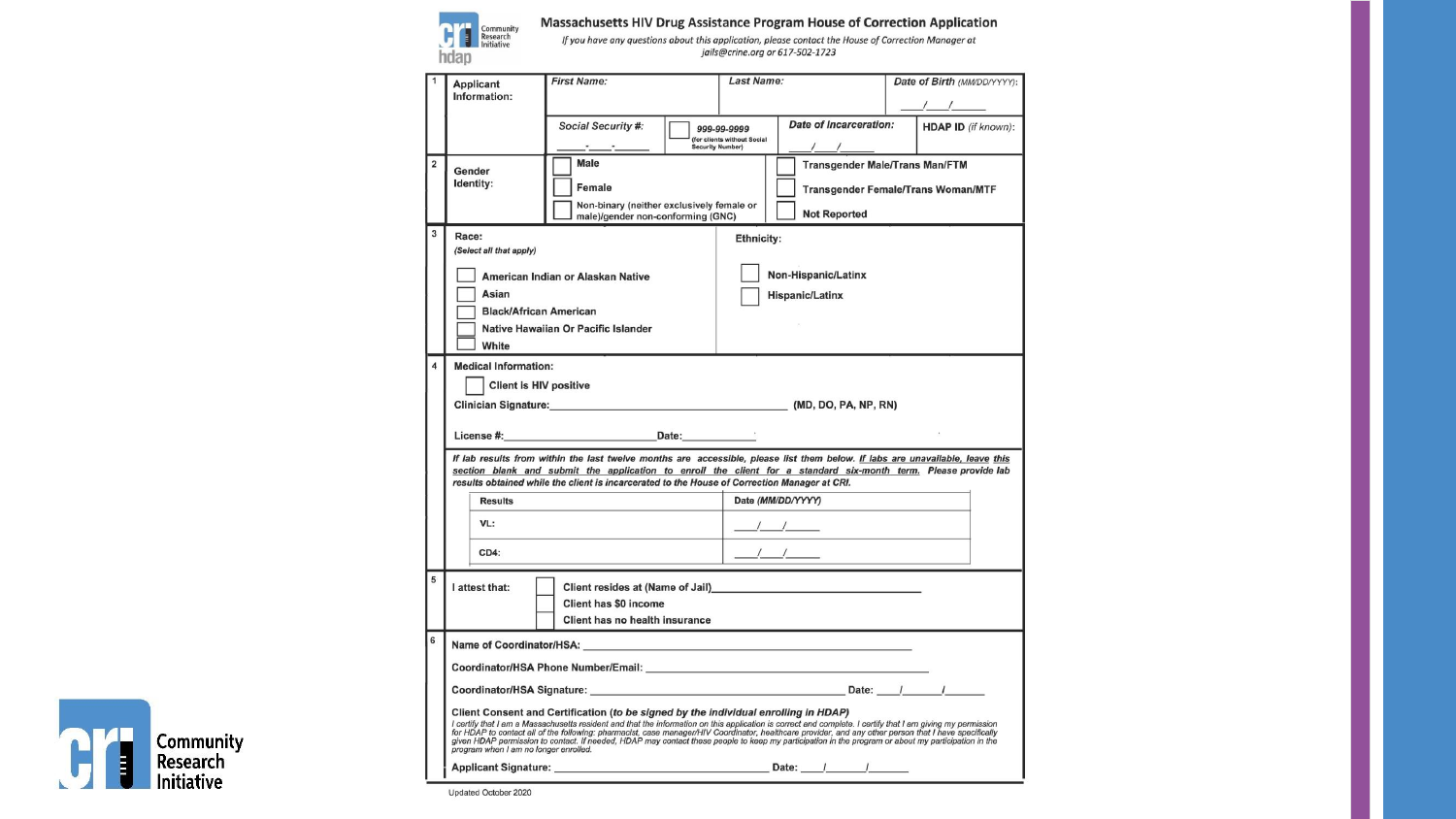# Massachusetts HIV Drug Assistance Program House of Correction Application

*If you have any questions about this application, please contact the House of Correction Manager at jails@crine.org or 617-502-1723*

| | | | | | |
|---|---|---|---|---|---|
| 1 | Applicant Information: | *First Name:* | *Last Name:* | | *Date of Birth (MM/DD/YYYY):* ___/___/_____ |
| | | *Social Security #:* ___-___-_____ | ☐ 999-99-9999 (for clients without Social Security Number) | *Date of Incarceration:* ___/___/_____ | HDAP ID *(if known)*: |

| | | | |
|---|---|---|---|
| 2 | Gender Identity: | ☐ Male | ☐ Transgender Male/Trans Man/FTM |
| | | ☐ Female | ☐ Transgender Female/Trans Woman/MTF |
| | | ☐ Non-binary (neither exclusively female or male)/gender non-conforming (GNC) | ☐ Not Reported |

**3**

**Race:**
*(Select all that apply)*

- ☐ American Indian or Alaskan Native
- ☐ Asian
- ☐ Black/African American
- ☐ Native Hawaiian Or Pacific Islander
- ☐ White

**Ethnicity:**

- ☐ Non-Hispanic/Latinx
- ☐ Hispanic/Latinx

**4**

**Medical Information:**

☐ Client is HIV positive

Clinician Signature:________________________________________ (MD, DO, PA, NP, RN)

License #:________________________Date:____________

*If lab results from within the last twelve months are accessible, please list them below. If labs are unavailable, leave this section blank and submit the application to enroll the client for a standard six-month term. Please provide lab results obtained while the client is incarcerated to the House of Correction Manager at CRI.*

| Results | Date (MM/DD/YYYY) |
|---|---|
| VL: | ___/___/_____ |
| CD4: | ___/___/_____ |

**5**

I attest that:

- ☐ Client resides at (Name of Jail)______________________________
- ☐ Client has $0 income
- ☐ Client has no health insurance

**6**

Name of Coordinator/HSA: ________________________________________

Coordinator/HSA Phone Number/Email: ________________________________________

Coordinator/HSA Signature: ________________________________________ Date: ___/_____/______

**Client Consent and Certification *(to be signed by the individual enrolling in HDAP)***

*I certify that I am a Massachusetts resident and that the information on this application is correct and complete. I certify that I am giving my permission for HDAP to contact all of the following: pharmacist, case manager/HIV Coordinator, healthcare provider, and any other person that I have specifically given HDAP permission to contact. If needed, HDAP may contact these people to keep my participation in the program or about my participation in the program when I am no longer enrolled.*

Applicant Signature: ________________________________ Date: ___/_____/______

Updated October 2020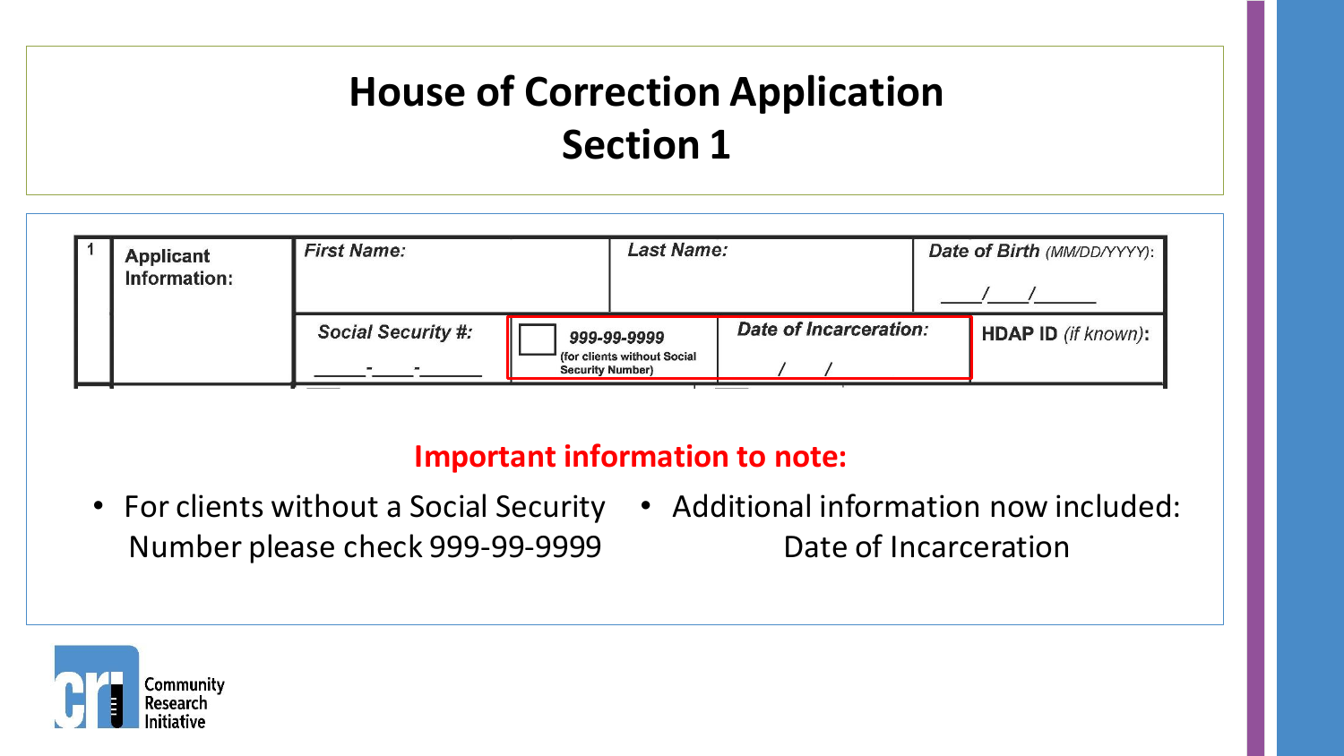# House of Correction Application
## Section 1

| 1 | Applicant Information: | First Name: | | Last Name: | Date of Birth (MM/DD/YYYY): ____/____/______ |
|---|---|---|---|---|---|
| | | Social Security #: _____-____-______ | ☐ 999-99-9999 (for clients without Social Security Number) | Date of Incarceration: / / | HDAP ID (if known): |

**Important information to note:**

- For clients without a Social Security Number please check 999-99-9999
- Additional information now included: Date of Incarceration

Community Research Initiative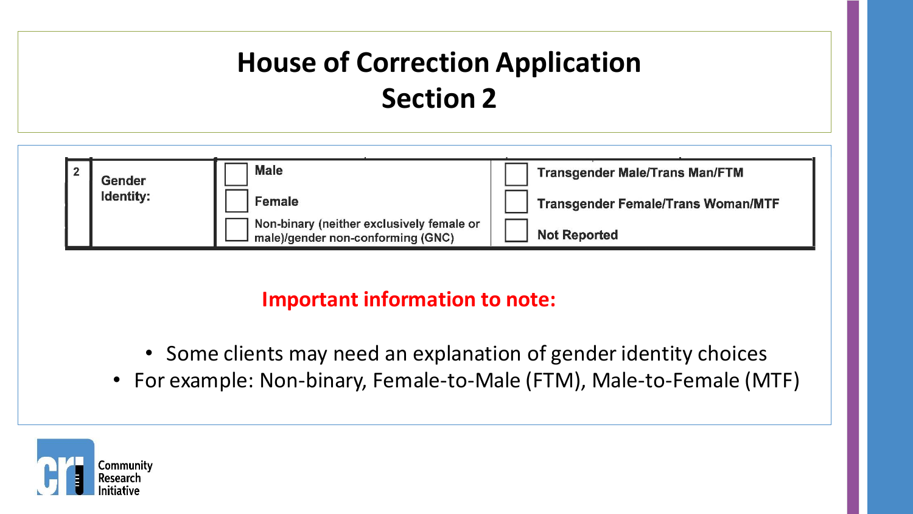# House of Correction Application
## Section 2

| 2 | Gender Identity: | ☐ Male | ☐ Transgender Male/Trans Man/FTM |
|---|---|---|---|
| | | ☐ Female | ☐ Transgender Female/Trans Woman/MTF |
| | | ☐ Non-binary (neither exclusively female or male)/gender non-conforming (GNC) | ☐ Not Reported |

**Important information to note:**

- Some clients may need an explanation of gender identity choices
- For example: Non-binary, Female-to-Male (FTM), Male-to-Female (MTF)

Community Research Initiative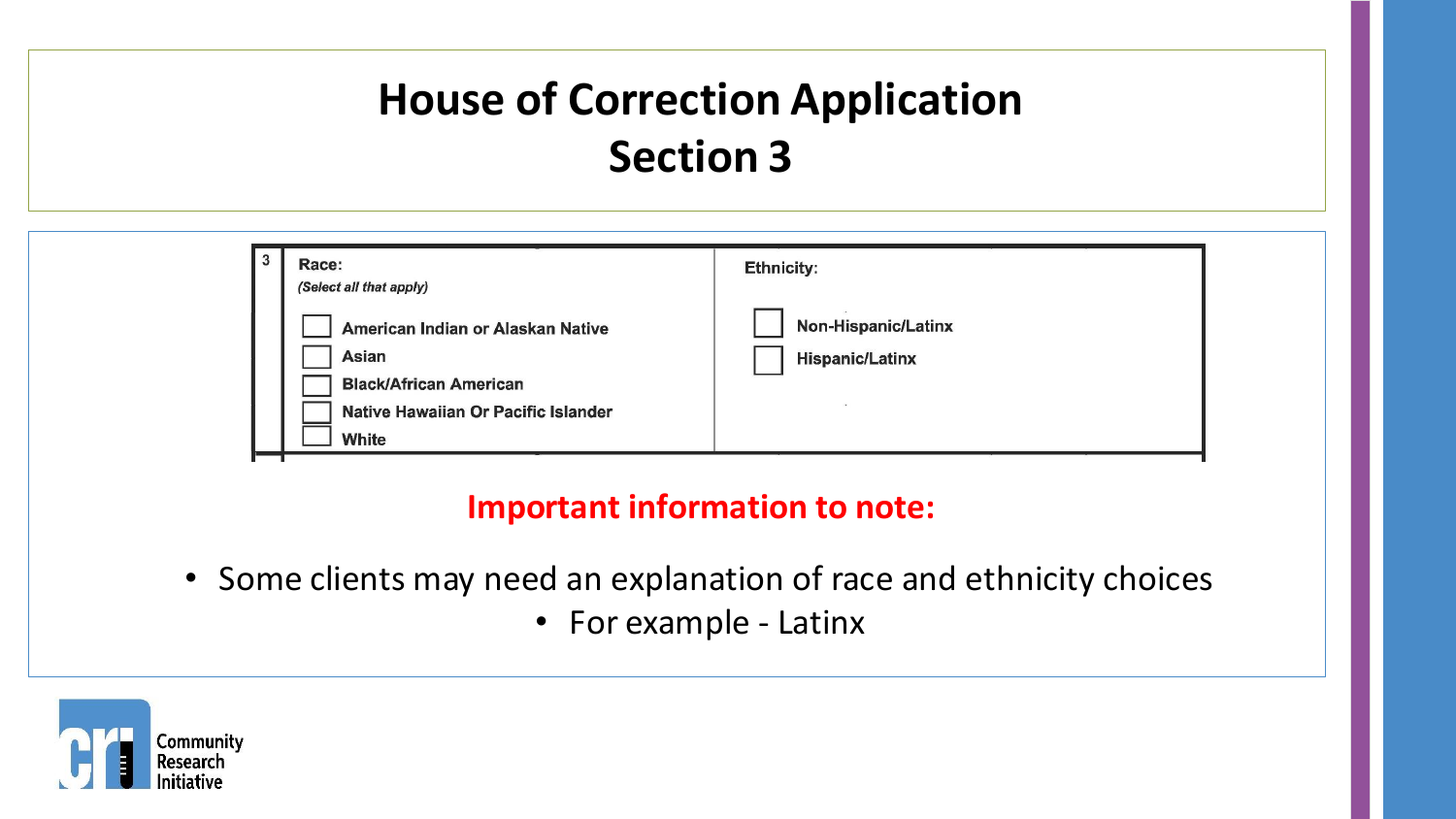# House of Correction Application
# Section 3

| 3 | Race: *(Select all that apply)* | Ethnicity: |
|---|---|---|
| | ☐ American Indian or Alaskan Native | ☐ Non-Hispanic/Latinx |
| | ☐ Asian | ☐ Hispanic/Latinx |
| | ☐ Black/African American | |
| | ☐ Native Hawaiian Or Pacific Islander | |
| | ☐ White | |

**Important information to note:**

- Some clients may need an explanation of race and ethnicity choices
  - For example - Latinx

Community Research Initiative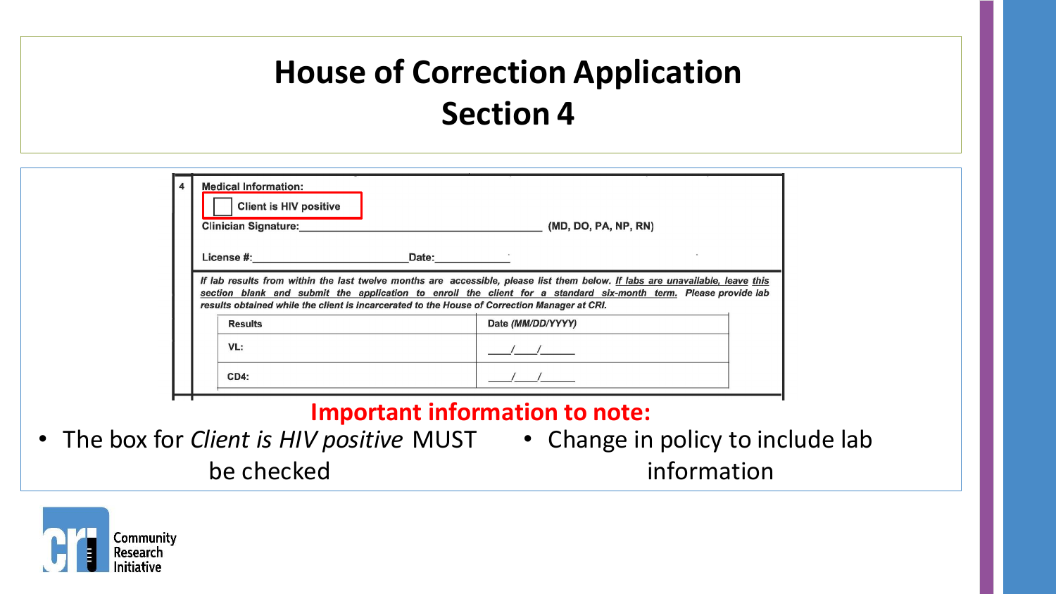# House of Correction Application
## Section 4

**4** **Medical Information:**

☐ **Client is HIV positive**

**Clinician Signature:**_______________________________ **(MD, DO, PA, NP, RN)**

**License #:**_____________________ **Date:**____________

*If lab results from within the last twelve months are accessible, please list them below. If labs are unavailable, leave this section blank and submit the application to enroll the client for a standard six-month term. Please provide lab results obtained while the client is incarcerated to the House of Correction Manager at CRI.*

| Results | Date *(MM/DD/YYYY)* |
|---|---|
| VL: | ___/___/_____ |
| CD4: | ___/___/_____ |

**Important information to note:**

- The box for *Client is HIV positive* MUST be checked
- Change in policy to include lab information

Community Research Initiative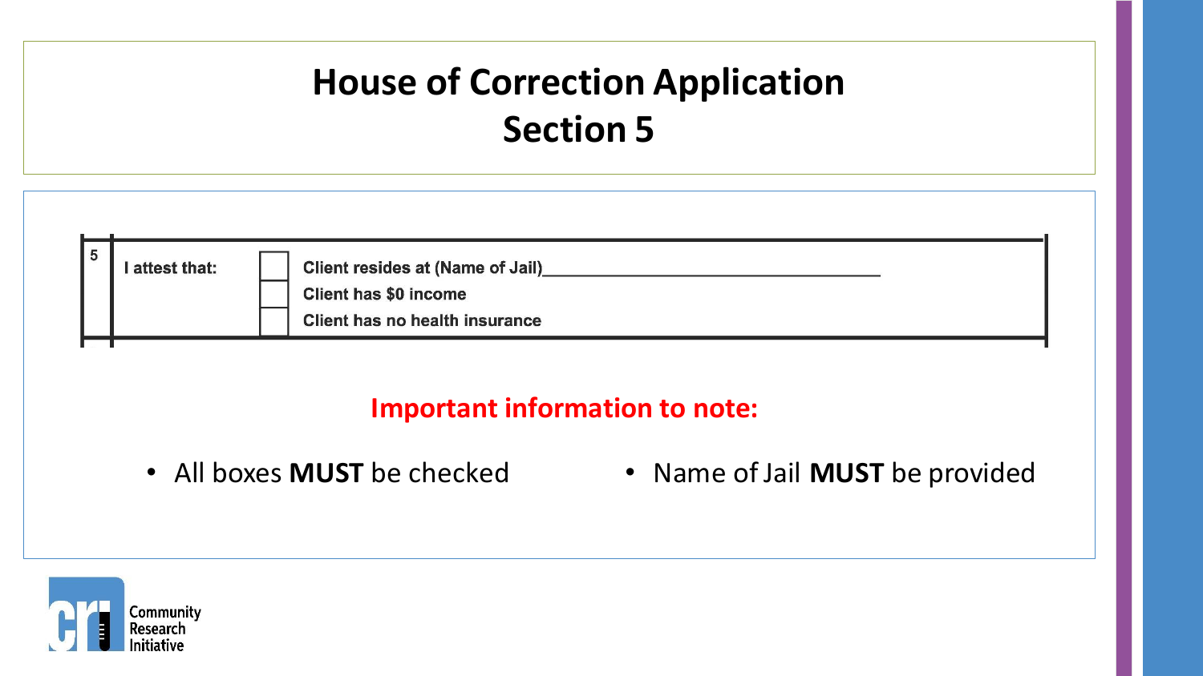# House of Correction Application
# Section 5

| 5 | I attest that: | ☐ | Client resides at (Name of Jail)____________________ |
|---|---|---|---|
| | | ☐ | Client has $0 income |
| | | ☐ | Client has no health insurance |

**Important information to note:**

- All boxes **MUST** be checked
- Name of Jail **MUST** be provided

Community Research Initiative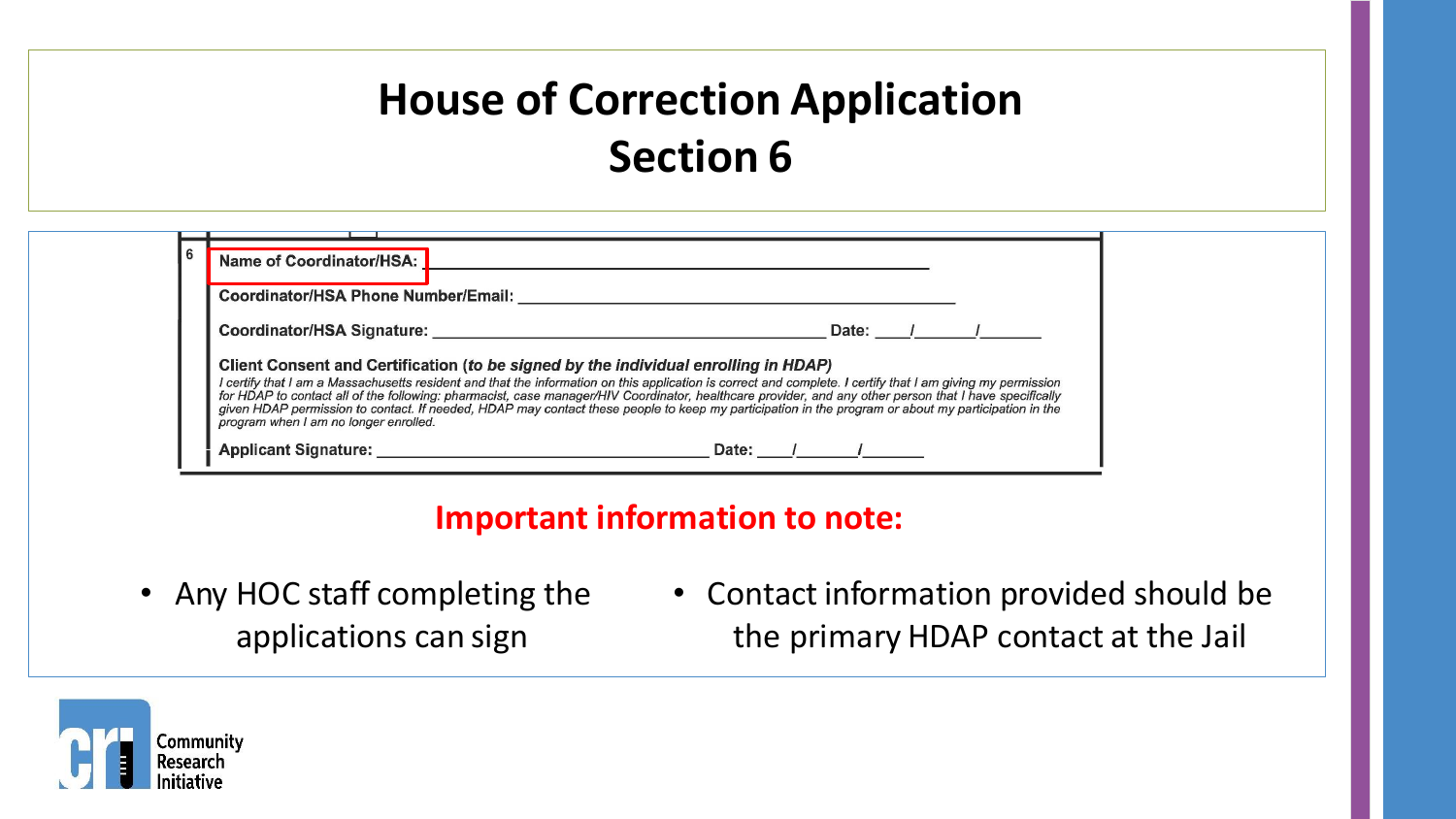# House of Correction Application
# Section 6

6

**Name of Coordinator/HSA:** ______________________________________________

**Coordinator/HSA Phone Number/Email:** ______________________________________________

**Coordinator/HSA Signature:** ______________________________________ **Date:** ____/______/______

**Client Consent and Certification (*to be signed by the individual enrolling in HDAP*)**

*I certify that I am a Massachusetts resident and that the information on this application is correct and complete. I certify that I am giving my permission for HDAP to contact all of the following: pharmacist, case manager/HIV Coordinator, healthcare provider, and any other person that I have specifically given HDAP permission to contact. If needed, HDAP may contact these people to keep my participation in the program or about my participation in the program when I am no longer enrolled.*

**Applicant Signature:** __________________________________ **Date:** ____/______/______

## Important information to note:

- Any HOC staff completing the applications can sign
- Contact information provided should be the primary HDAP contact at the Jail

Community Research Initiative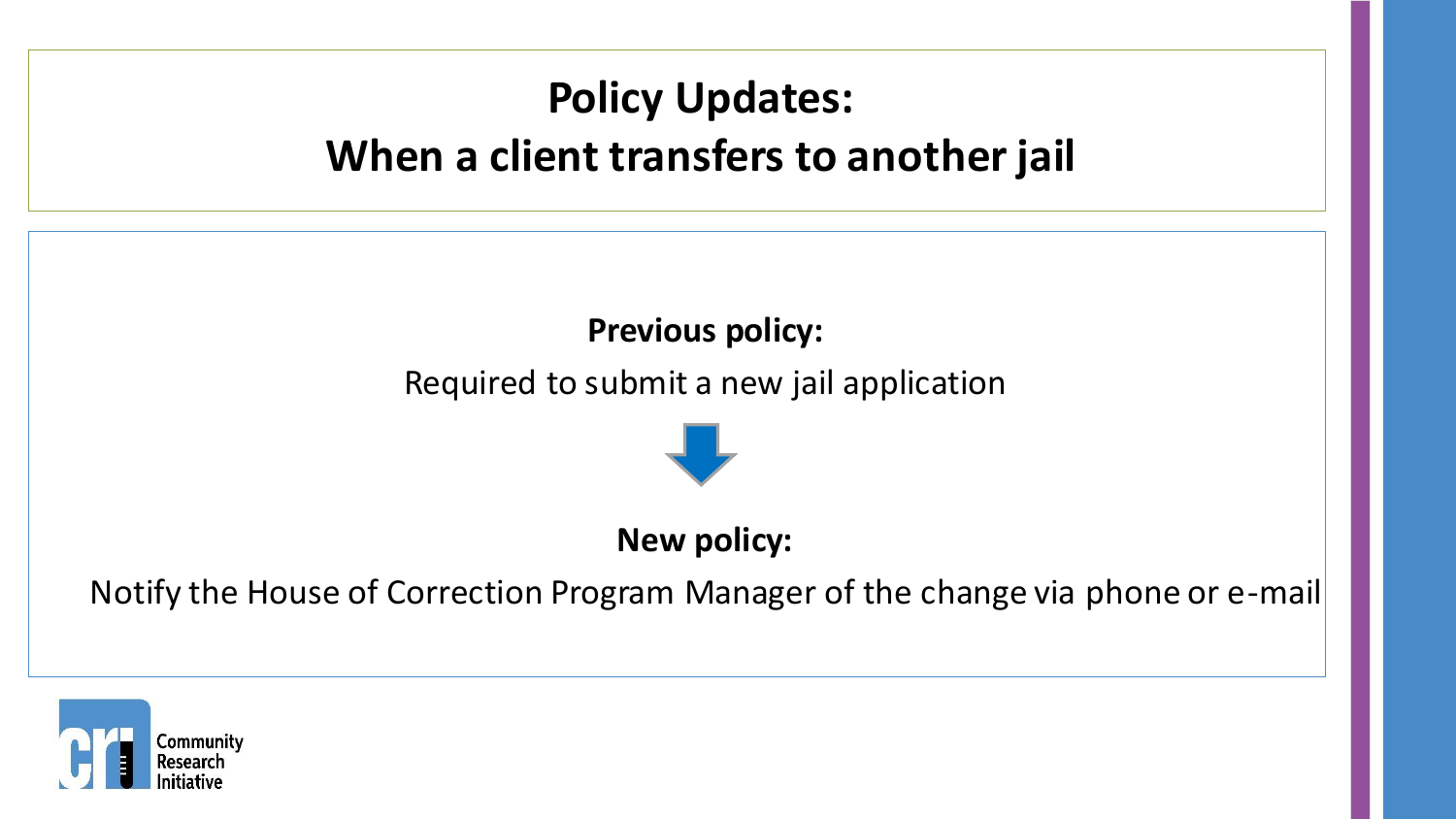# Policy Updates:
# When a client transfers to another jail

**Previous policy:**

Required to submit a new jail application

**New policy:**

Notify the House of Correction Program Manager of the change via phone or e-mail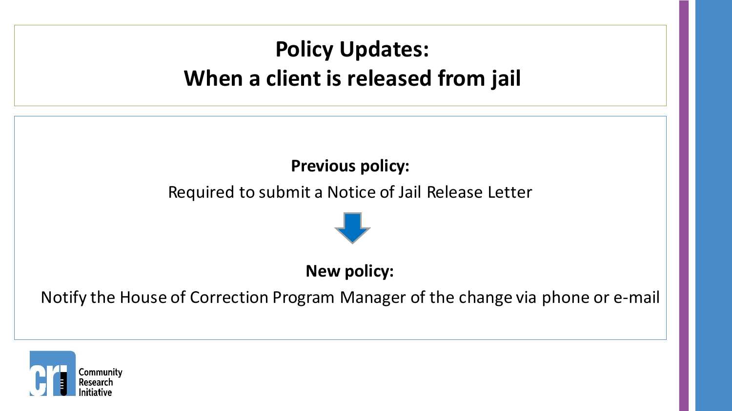# Policy Updates:
# When a client is released from jail

**Previous policy:**

Required to submit a Notice of Jail Release Letter

**New policy:**

Notify the House of Correction Program Manager of the change via phone or e-mail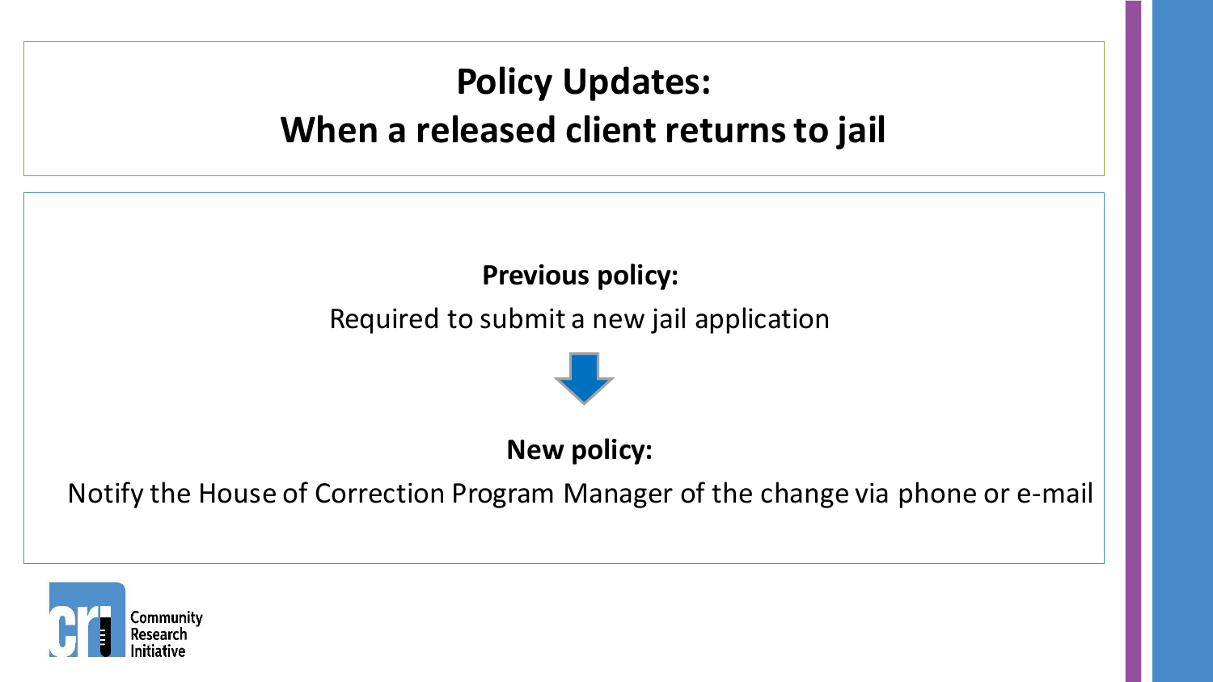# Policy Updates:
# When a released client returns to jail

**Previous policy:**

Required to submit a new jail application

**New policy:**

Notify the House of Correction Program Manager of the change via phone or e-mail

Community Research Initiative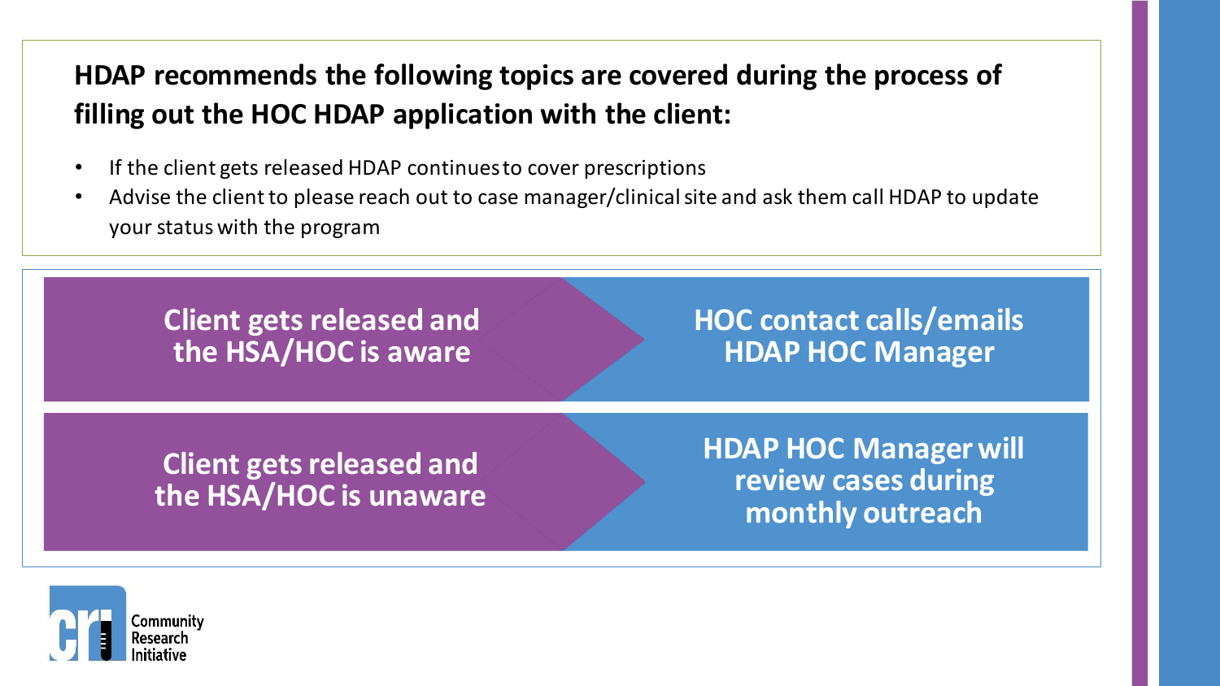**HDAP recommends the following topics are covered during the process of filling out the HOC HDAP application with the client:**

- If the client gets released HDAP continues to cover prescriptions
- Advise the client to please reach out to case manager/clinical site and ask them call HDAP to update your status with the program

| | |
|---|---|
| **Client gets released and the HSA/HOC is aware** | **HOC contact calls/emails HDAP HOC Manager** |
| **Client gets released and the HSA/HOC is unaware** | **HDAP HOC Manager will review cases during monthly outreach** |

Community Research Initiative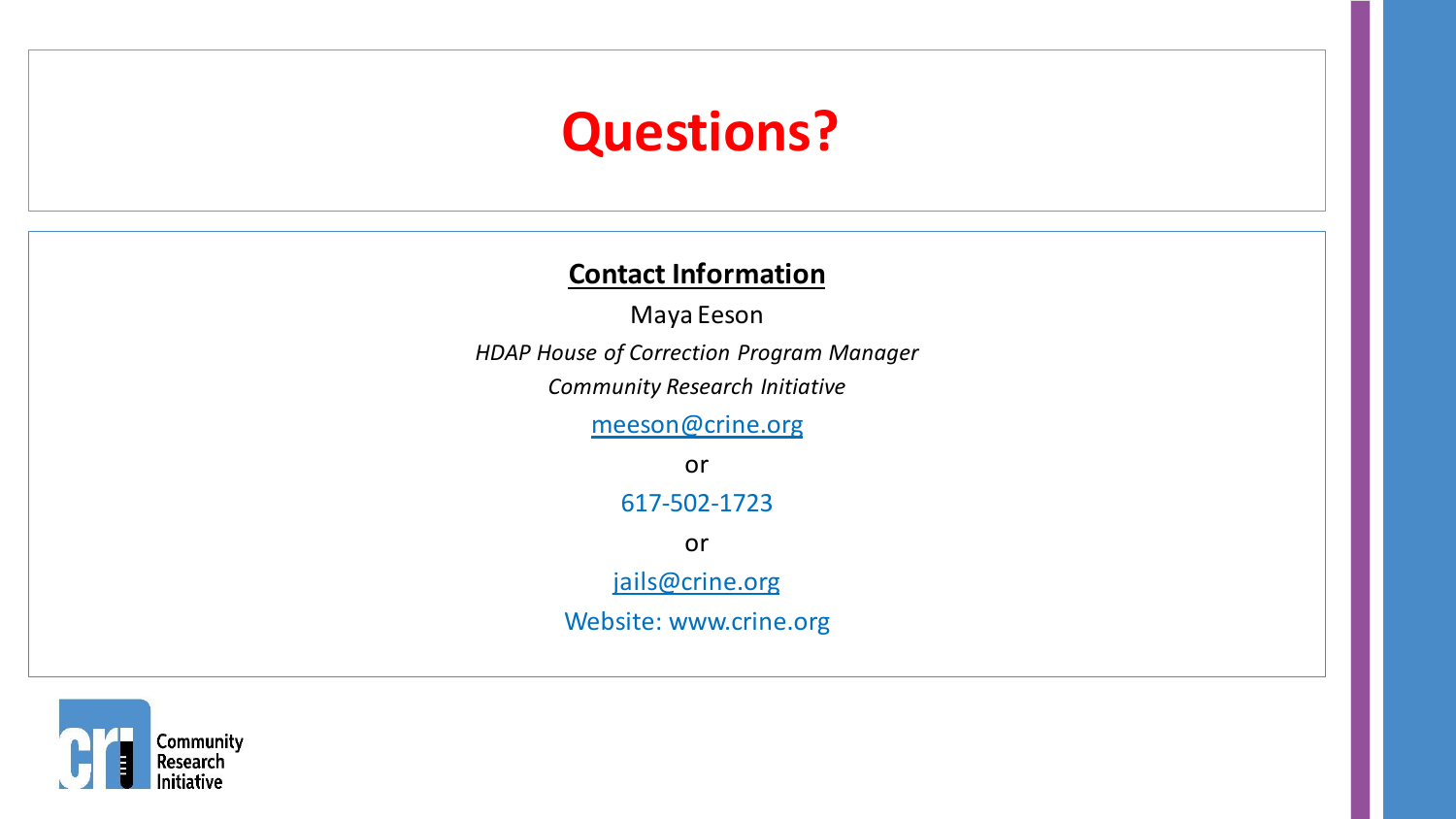# Questions?

**Contact Information**

Maya Eeson

*HDAP House of Correction Program Manager*

*Community Research Initiative*

meeson@crine.org

or

617-502-1723

or

jails@crine.org

Website: www.crine.org

Community Research Initiative